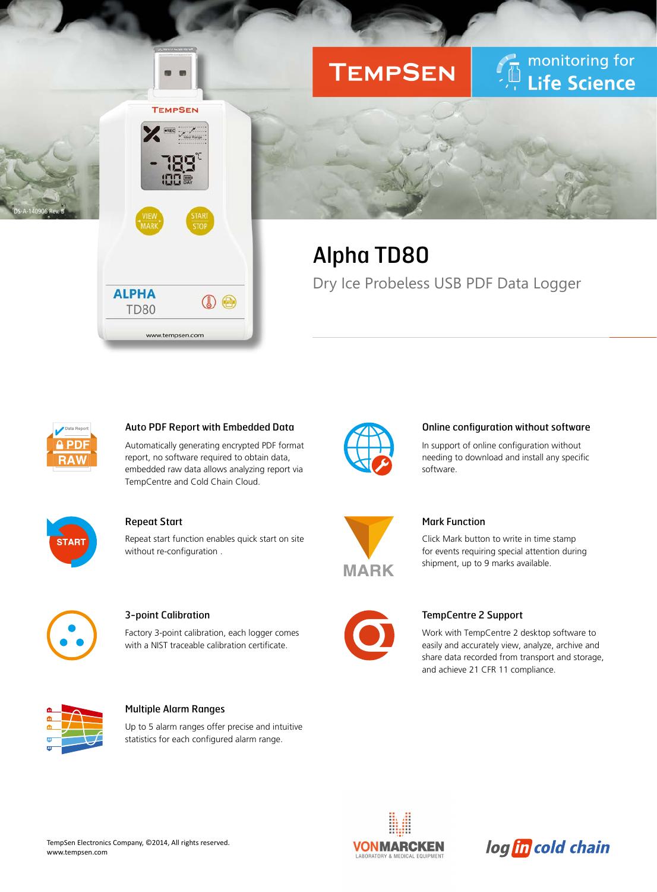TEMPSEN

monitoring for Life Science

DS-A-140906 Rev. B

# Alpha TD80

## Dry Ice Probeless USB PDF Data Logger

### Auto PDF Report with Embedded Data

Automatically generating encrypted PDF format report, no software required to obtain data, embedded raw data allows analyzing report via TempCentre and Cold Chain Cloud.

### Online configuration without software

In support of online configuration without needing to download and install any specific software.

### Repeat Start

Repeat start function enables quick start on site without re-configuration .

### Mark Function

Click Mark button to write in time stamp for events requiring special attention during shipment, up to 9 marks available.

### 3-point Calibration

Factory 3-point calibration, each logger comes with a NIST traceable calibration certificate.

### TempCentre 2 Support

Work with TempCentre 2 desktop software to easily and accurately view, analyze, archive and share data recorded from transport and storage, and achieve 21 CFR 11 compliance.

### Multiple Alarm Ranges

Up to 5 alarm ranges offer precise and intuitive statistics for each configured alarm range.

TempSen Electronics Company, ©2014, All rights reserved.
www.tempsen.com

VONMARCKEN LABORATORY & MEDICAL EQUIPMENT

log in cold chain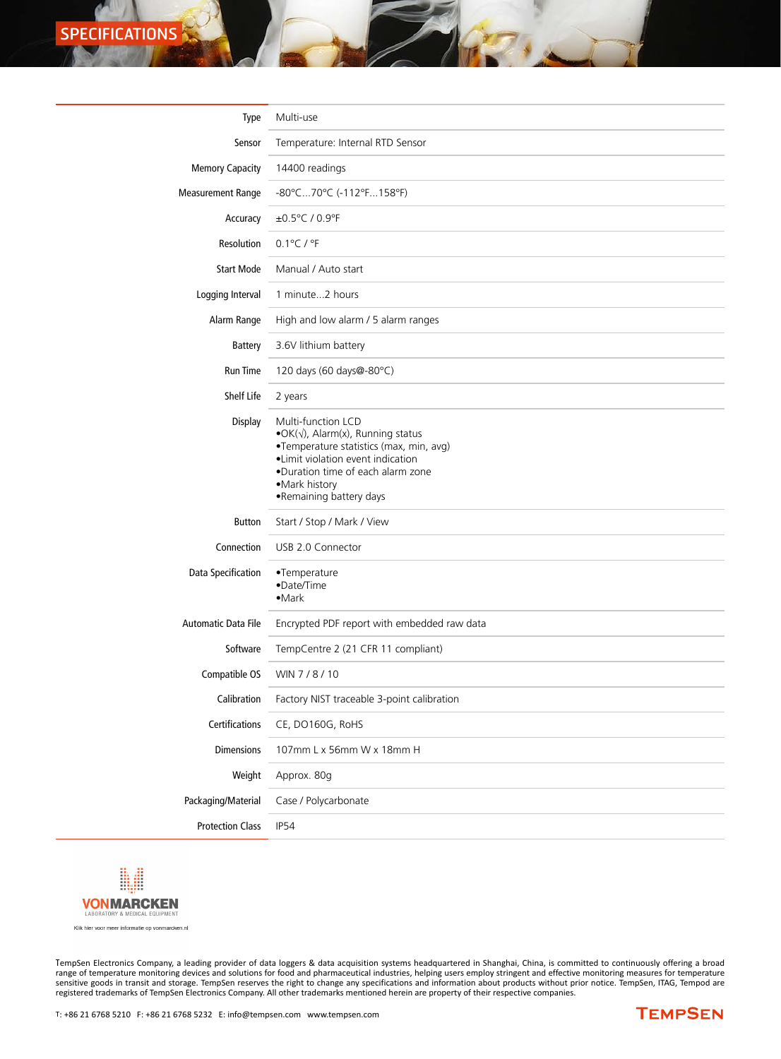## SPECIFICATIONS

| | |
|---|---|
| Type | Multi-use |
| Sensor | Temperature: Internal RTD Sensor |
| Memory Capacity | 14400 readings |
| Measurement Range | -80°C...70°C (-112°F...158°F) |
| Accuracy | ±0.5°C / 0.9°F |
| Resolution | 0.1°C / °F |
| Start Mode | Manual / Auto start |
| Logging Interval | 1 minute...2 hours |
| Alarm Range | High and low alarm / 5 alarm ranges |
| Battery | 3.6V lithium battery |
| Run Time | 120 days (60 days@-80°C) |
| Shelf Life | 2 years |
| Display | Multi-function LCD<br>•OK(√), Alarm(x), Running status<br>•Temperature statistics (max, min, avg)<br>•Limit violation event indication<br>•Duration time of each alarm zone<br>•Mark history<br>•Remaining battery days |
| Button | Start / Stop / Mark / View |
| Connection | USB 2.0 Connector |
| Data Specification | •Temperature<br>•Date/Time<br>•Mark |
| Automatic Data File | Encrypted PDF report with embedded raw data |
| Software | TempCentre 2 (21 CFR 11 compliant) |
| Compatible OS | WIN 7 / 8 / 10 |
| Calibration | Factory NIST traceable 3-point calibration |
| Certifications | CE, DO160G, RoHS |
| Dimensions | 107mm L x 56mm W x 18mm H |
| Weight | Approx. 80g |
| Packaging/Material | Case / Polycarbonate |
| Protection Class | IP54 |

VONMARCKEN
LABORATORY & MEDICAL EQUIPMENT
Klik hier voor meer informatie op vonmarcken.nl

TempSen Electronics Company, a leading provider of data loggers & data acquisition systems headquartered in Shanghai, China, is committed to continuously offering a broad range of temperature monitoring devices and solutions for food and pharmaceutical industries, helping users employ stringent and effective monitoring measures for temperature sensitive goods in transit and storage. TempSen reserves the right to change any specifications and information about products without prior notice. TempSen, ITAG, Tempod are registered trademarks of TempSen Electronics Company. All other trademarks mentioned herein are property of their respective companies.

T: +86 21 6768 5210 F: +86 21 6768 5232 E: info@tempsen.com www.tempsen.com

TEMPSEN